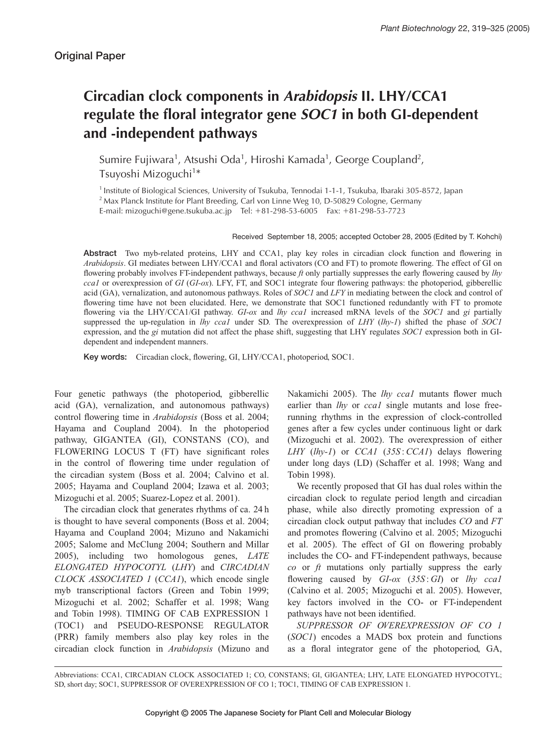Original Paper

# Circadian clock components in *Arabidopsis* II. LHY/CCA1 regulate the floral integrator gene *SOC1* in both GI-dependent and -independent pathways

Sumire Fujiwara[1], Atsushi Oda[1], Hiroshi Kamada[1], George Coupland[2], Tsuyoshi Mizoguchi[1]*

[1] Institute of Biological Sciences, University of Tsukuba, Tennodai 1-1-1, Tsukuba, Ibaraki 305-8572, Japan
[2] Max Planck Institute for Plant Breeding, Carl von Linne Weg 10, D-50829 Cologne, Germany
E-mail: mizoguchi@gene.tsukuba.ac.jp Tel: +81-298-53-6005 Fax: +81-298-53-7723

Received September 18, 2005; accepted October 28, 2005 (Edited by T. Kohchi)

**Abstract** Two myb-related proteins, LHY and CCA1, play key roles in circadian clock function and flowering in *Arabidopsis*. GI mediates between LHY/CCA1 and floral activators (CO and FT) to promote flowering. The effect of GI on flowering probably involves FT-independent pathways, because *ft* only partially suppresses the early flowering caused by *lhy cca1* or overexpression of *GI* (*GI-ox*). LFY, FT, and SOC1 integrate four flowering pathways: the photoperiod, gibberellic acid (GA), vernalization, and autonomous pathways. Roles of *SOC1* and *LFY* in mediating between the clock and control of flowering time have not been elucidated. Here, we demonstrate that SOC1 functioned redundantly with FT to promote flowering via the LHY/CCA1/GI pathway. *GI-ox* and *lhy cca1* increased mRNA levels of the *SOC1* and *gi* partially suppressed the up-regulation in *lhy cca1* under SD. The overexpression of *LHY* (*lhy-1*) shifted the phase of *SOC1* expression, and the *gi* mutation did not affect the phase shift, suggesting that LHY regulates *SOC1* expression both in GI-dependent and independent manners.

**Key words:** Circadian clock, flowering, GI, LHY/CCA1, photoperiod, SOC1.

Four genetic pathways (the photoperiod, gibberellic acid (GA), vernalization, and autonomous pathways) control flowering time in *Arabidopsis* (Boss et al. 2004; Hayama and Coupland 2004). In the photoperiod pathway, GIGANTEA (GI), CONSTANS (CO), and FLOWERING LOCUS T (FT) have significant roles in the control of flowering time under regulation of the circadian system (Boss et al. 2004; Calvino et al. 2005; Hayama and Coupland 2004; Izawa et al. 2003; Mizoguchi et al. 2005; Suarez-Lopez et al. 2001).

The circadian clock that generates rhythms of ca. 24 h is thought to have several components (Boss et al. 2004; Hayama and Coupland 2004; Mizuno and Nakamichi 2005; Salome and McClung 2004; Southern and Millar 2005), including two homologous genes, *LATE ELONGATED HYPOCOTYL* (*LHY*) and *CIRCADIAN CLOCK ASSOCIATED 1* (*CCA1*), which encode single myb transcriptional factors (Green and Tobin 1999; Mizoguchi et al. 2002; Schaffer et al. 1998; Wang and Tobin 1998). TIMING OF CAB EXPRESSION 1 (TOC1) and PSEUDO-RESPONSE REGULATOR (PRR) family members also play key roles in the circadian clock function in *Arabidopsis* (Mizuno and Nakamichi 2005). The *lhy cca1* mutants flower much earlier than *lhy* or *cca1* single mutants and lose free-running rhythms in the expression of clock-controlled genes after a few cycles under continuous light or dark (Mizoguchi et al. 2002). The overexpression of either *LHY* (*lhy-1*) or *CCA1* (*35S:CCA1*) delays flowering under long days (LD) (Schaffer et al. 1998; Wang and Tobin 1998).

We recently proposed that GI has dual roles within the circadian clock to regulate period length and circadian phase, while also directly promoting expression of a circadian clock output pathway that includes *CO* and *FT* and promotes flowering (Calvino et al. 2005; Mizoguchi et al. 2005). The effect of GI on flowering probably includes the CO- and FT-independent pathways, because *co* or *ft* mutations only partially suppress the early flowering caused by *GI-ox* (*35S:GI*) or *lhy cca1* (Calvino et al. 2005; Mizoguchi et al. 2005). However, key factors involved in the CO- or FT-independent pathways have not been identified.

*SUPPRESSOR OF OVEREXPRESSION OF CO 1* (*SOC1*) encodes a MADS box protein and functions as a floral integrator gene of the photoperiod, GA,

Abbreviations: CCA1, CIRCADIAN CLOCK ASSOCIATED 1; CO, CONSTANS; GI, GIGANTEA; LHY, LATE ELONGATED HYPOCOTYL; SD, short day; SOC1, SUPPRESSOR OF OVEREXPRESSION OF CO 1; TOC1, TIMING OF CAB EXPRESSION 1.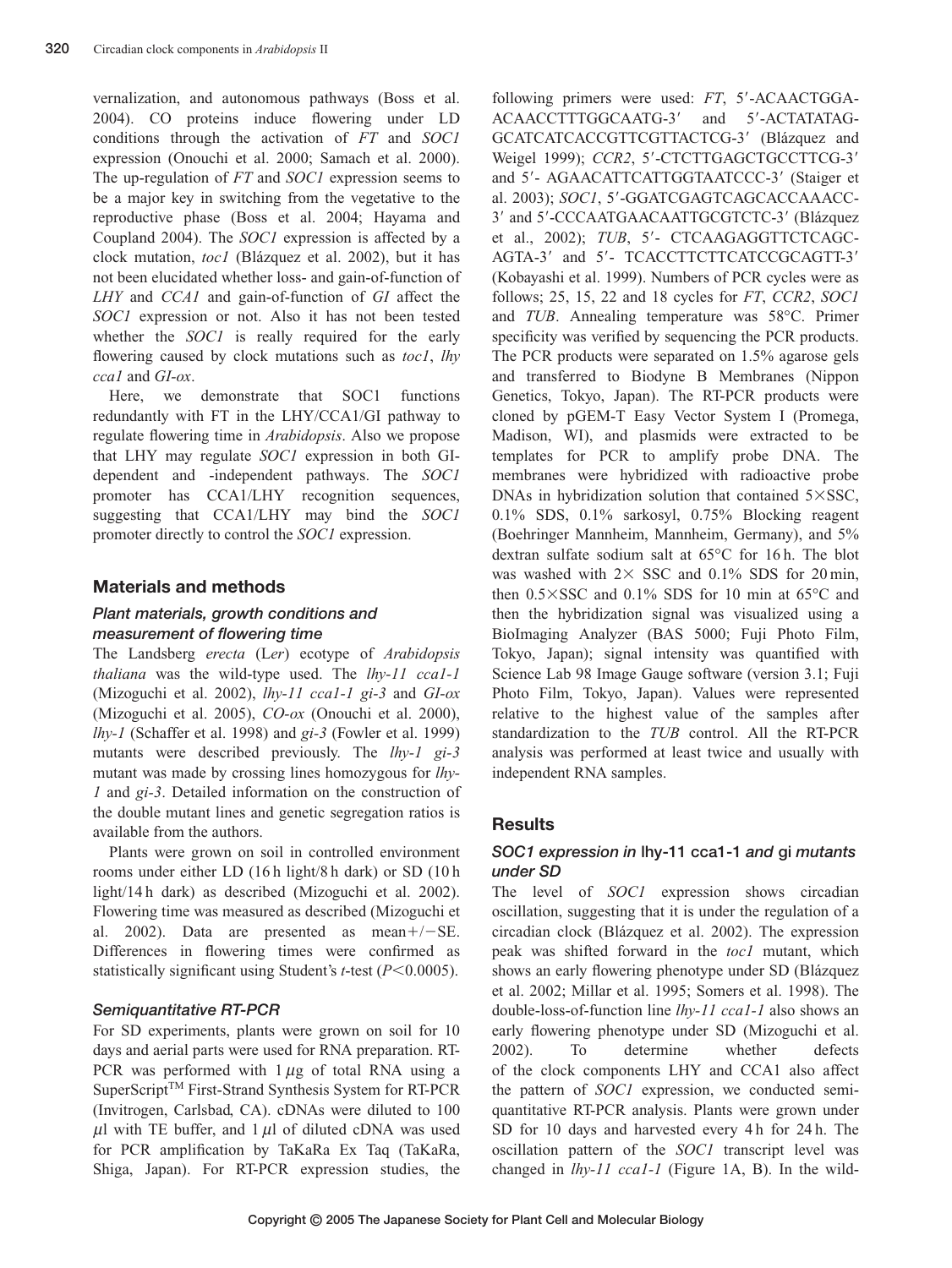vernalization, and autonomous pathways (Boss et al. 2004). CO proteins induce flowering under LD conditions through the activation of *FT* and *SOC1* expression (Onouchi et al. 2000; Samach et al. 2000). The up-regulation of *FT* and *SOC1* expression seems to be a major key in switching from the vegetative to the reproductive phase (Boss et al. 2004; Hayama and Coupland 2004). The *SOC1* expression is affected by a clock mutation, *toc1* (Blázquez et al. 2002), but it has not been elucidated whether loss- and gain-of-function of *LHY* and *CCA1* and gain-of-function of *GI* affect the *SOC1* expression or not. Also it has not been tested whether the *SOC1* is really required for the early flowering caused by clock mutations such as *toc1*, *lhy cca1* and *GI-ox*.

Here, we demonstrate that SOC1 functions redundantly with FT in the LHY/CCA1/GI pathway to regulate flowering time in *Arabidopsis*. Also we propose that LHY may regulate *SOC1* expression in both GI-dependent and -independent pathways. The *SOC1* promoter has CCA1/LHY recognition sequences, suggesting that CCA1/LHY may bind the *SOC1* promoter directly to control the *SOC1* expression.

## Materials and methods

### *Plant materials, growth conditions and measurement of flowering time*

The Landsberg *erecta* (L*er*) ecotype of *Arabidopsis thaliana* was the wild-type used. The *lhy-11 cca1-1* (Mizoguchi et al. 2002), *lhy-11 cca1-1 gi-3* and *GI-ox* (Mizoguchi et al. 2005), *CO-ox* (Onouchi et al. 2000), *lhy-1* (Schaffer et al. 1998) and *gi-3* (Fowler et al. 1999) mutants were described previously. The *lhy-1 gi-3* mutant was made by crossing lines homozygous for *lhy-1* and *gi-3*. Detailed information on the construction of the double mutant lines and genetic segregation ratios is available from the authors.

Plants were grown on soil in controlled environment rooms under either LD (16 h light/8 h dark) or SD (10 h light/14 h dark) as described (Mizoguchi et al. 2002). Flowering time was measured as described (Mizoguchi et al. 2002). Data are presented as mean+/−SE. Differences in flowering times were confirmed as statistically significant using Student's *t*-test ($P<0.0005$).

### *Semiquantitative RT-PCR*

For SD experiments, plants were grown on soil for 10 days and aerial parts were used for RNA preparation. RT-PCR was performed with 1 $\mu$g of total RNA using a SuperScript™ First-Strand Synthesis System for RT-PCR (Invitrogen, Carlsbad, CA). cDNAs were diluted to 100 $\mu$l with TE buffer, and 1 $\mu$l of diluted cDNA was used for PCR amplification by TaKaRa Ex Taq (TaKaRa, Shiga, Japan). For RT-PCR expression studies, the following primers were used: *FT*, 5′-ACAACTGGAACAACCTTTGGCAATG-3′ and 5′-ACTATATAGGCATCATCACCGTTCGTTACTCG-3′ (Blázquez and Weigel 1999); *CCR2*, 5′-CTCTTGAGCTGCCTTCG-3′ and 5′- AGAACATTCATTGGTAATCCC-3′ (Staiger et al. 2003); *SOC1*, 5′-GGATCGAGTCAGCACCAAACC-3′ and 5′-CCCAATGAACAATTGCGTCTC-3′ (Blázquez et al., 2002); *TUB*, 5′- CTCAAGAGGTTCTCAGCAGTA-3′ and 5′- TCACCTTCTTCATCCGCAGTT-3′ (Kobayashi et al. 1999). Numbers of PCR cycles were as follows; 25, 15, 22 and 18 cycles for *FT*, *CCR2*, *SOC1* and *TUB*. Annealing temperature was 58°C. Primer specificity was verified by sequencing the PCR products. The PCR products were separated on 1.5% agarose gels and transferred to Biodyne B Membranes (Nippon Genetics, Tokyo, Japan). The RT-PCR products were cloned by pGEM-T Easy Vector System I (Promega, Madison, WI), and plasmids were extracted to be templates for PCR to amplify probe DNA. The membranes were hybridized with radioactive probe DNAs in hybridization solution that contained 5×SSC, 0.1% SDS, 0.1% sarkosyl, 0.75% Blocking reagent (Boehringer Mannheim, Mannheim, Germany), and 5% dextran sulfate sodium salt at 65°C for 16 h. The blot was washed with 2× SSC and 0.1% SDS for 20 min, then 0.5×SSC and 0.1% SDS for 10 min at 65°C and then the hybridization signal was visualized using a BioImaging Analyzer (BAS 5000; Fuji Photo Film, Tokyo, Japan); signal intensity was quantified with Science Lab 98 Image Gauge software (version 3.1; Fuji Photo Film, Tokyo, Japan). Values were represented relative to the highest value of the samples after standardization to the *TUB* control. All the RT-PCR analysis was performed at least twice and usually with independent RNA samples.

## Results

### *SOC1 expression in* lhy-11 cca1-1 *and* gi *mutants under SD*

The level of *SOC1* expression shows circadian oscillation, suggesting that it is under the regulation of a circadian clock (Blázquez et al. 2002). The expression peak was shifted forward in the *toc1* mutant, which shows an early flowering phenotype under SD (Blázquez et al. 2002; Millar et al. 1995; Somers et al. 1998). The double-loss-of-function line *lhy-11 cca1-1* also shows an early flowering phenotype under SD (Mizoguchi et al. 2002). To determine whether defects of the clock components LHY and CCA1 also affect the pattern of *SOC1* expression, we conducted semi-quantitative RT-PCR analysis. Plants were grown under SD for 10 days and harvested every 4 h for 24 h. The oscillation pattern of the *SOC1* transcript level was changed in *lhy-11 cca1-1* (Figure 1A, B). In the wild-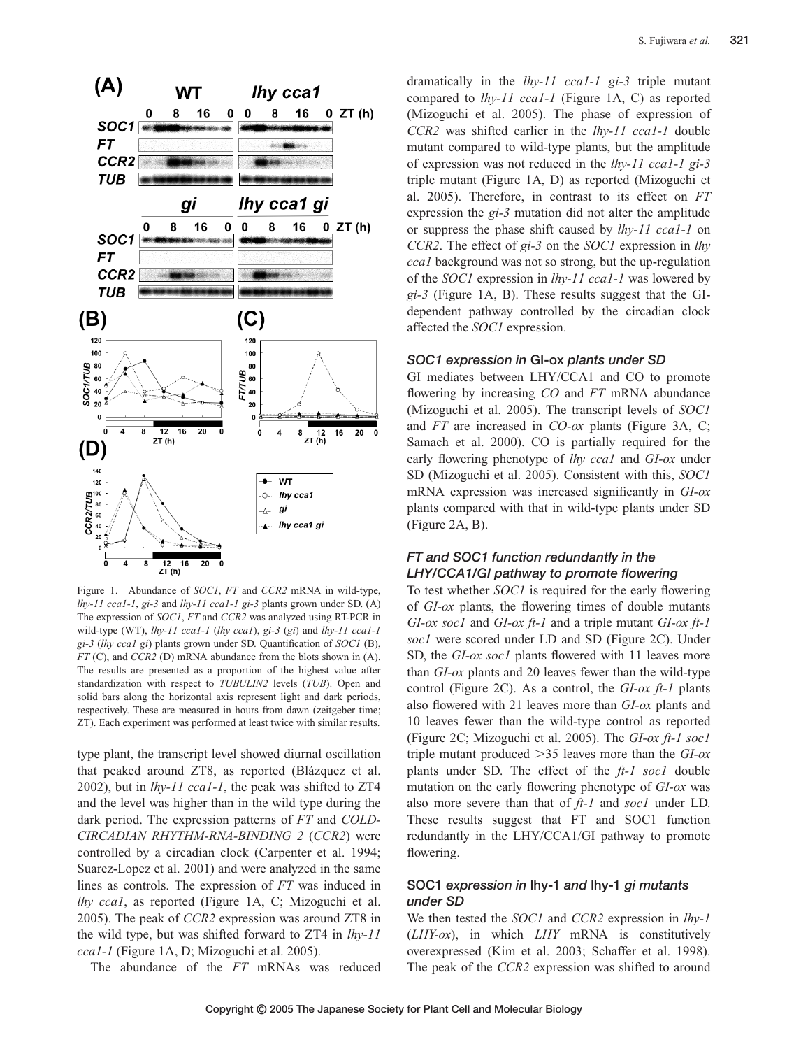Figure 1. Abundance of *SOC1*, *FT* and *CCR2* mRNA in wild-type, *lhy-11 cca1-1*, *gi-3* and *lhy-11 cca1-1 gi-3* plants grown under SD. (A) The expression of *SOC1*, *FT* and *CCR2* was analyzed using RT-PCR in wild-type (WT), *lhy-11 cca1-1* (*lhy cca1*), *gi-3* (*gi*) and *lhy-11 cca1-1 gi-3* (*lhy cca1 gi*) plants grown under SD. Quantification of *SOC1* (B), *FT* (C), and *CCR2* (D) mRNA abundance from the blots shown in (A). The results are presented as a proportion of the highest value after standardization with respect to *TUBULIN2* levels (*TUB*). Open and solid bars along the horizontal axis represent light and dark periods, respectively. These are measured in hours from dawn (zeitgeber time; ZT). Each experiment was performed at least twice with similar results.

type plant, the transcript level showed diurnal oscillation that peaked around ZT8, as reported (Blázquez et al. 2002), but in *lhy-11 cca1-1*, the peak was shifted to ZT4 and the level was higher than in the wild type during the dark period. The expression patterns of *FT* and *COLD-CIRCADIAN RHYTHM-RNA-BINDING 2* (*CCR2*) were controlled by a circadian clock (Carpenter et al. 1994; Suarez-Lopez et al. 2001) and were analyzed in the same lines as controls. The expression of *FT* was induced in *lhy cca1*, as reported (Figure 1A, C; Mizoguchi et al. 2005). The peak of *CCR2* expression was around ZT8 in the wild type, but was shifted forward to ZT4 in *lhy-11 cca1-1* (Figure 1A, D; Mizoguchi et al. 2005).

The abundance of the *FT* mRNAs was reduced dramatically in the *lhy-11 cca1-1 gi-3* triple mutant compared to *lhy-11 cca1-1* (Figure 1A, C) as reported (Mizoguchi et al. 2005). The phase of expression of *CCR2* was shifted earlier in the *lhy-11 cca1-1* double mutant compared to wild-type plants, but the amplitude of expression was not reduced in the *lhy-11 cca1-1 gi-3* triple mutant (Figure 1A, D) as reported (Mizoguchi et al. 2005). Therefore, in contrast to its effect on *FT* expression the *gi-3* mutation did not alter the amplitude or suppress the phase shift caused by *lhy-11 cca1-1* on *CCR2*. The effect of *gi-3* on the *SOC1* expression in *lhy cca1* background was not so strong, but the up-regulation of the *SOC1* expression in *lhy-11 cca1-1* was lowered by *gi-3* (Figure 1A, B). These results suggest that the GI-dependent pathway controlled by the circadian clock affected the *SOC1* expression.

### *SOC1 expression in* GI-ox *plants under SD*

GI mediates between LHY/CCA1 and CO to promote flowering by increasing *CO* and *FT* mRNA abundance (Mizoguchi et al. 2005). The transcript levels of *SOC1* and *FT* are increased in *CO-ox* plants (Figure 3A, C; Samach et al. 2000). CO is partially required for the early flowering phenotype of *lhy cca1* and *GI-ox* under SD (Mizoguchi et al. 2005). Consistent with this, *SOC1* mRNA expression was increased significantly in *GI-ox* plants compared with that in wild-type plants under SD (Figure 2A, B).

### *FT and SOC1 function redundantly in the LHY/CCA1/GI pathway to promote flowering*

To test whether *SOC1* is required for the early flowering of *GI-ox* plants, the flowering times of double mutants *GI-ox soc1* and *GI-ox ft-1* and a triple mutant *GI-ox ft-1 soc1* were scored under LD and SD (Figure 2C). Under SD, the *GI-ox soc1* plants flowered with 11 leaves more than *GI-ox* plants and 20 leaves fewer than the wild-type control (Figure 2C). As a control, the *GI-ox ft-1* plants also flowered with 21 leaves more than *GI-ox* plants and 10 leaves fewer than the wild-type control as reported (Figure 2C; Mizoguchi et al. 2005). The *GI-ox ft-1 soc1* triple mutant produced >35 leaves more than the *GI-ox* plants under SD. The effect of the *ft-1 soc1* double mutation on the early flowering phenotype of *GI-ox* was also more severe than that of *ft-1* and *soc1* under LD. These results suggest that FT and SOC1 function redundantly in the LHY/CCA1/GI pathway to promote flowering.

### SOC1 *expression in* lhy-1 *and* lhy-1 *gi mutants under SD*

We then tested the *SOC1* and *CCR2* expression in *lhy-1* (*LHY-ox*), in which *LHY* mRNA is constitutively overexpressed (Kim et al. 2003; Schaffer et al. 1998). The peak of the *CCR2* expression was shifted to around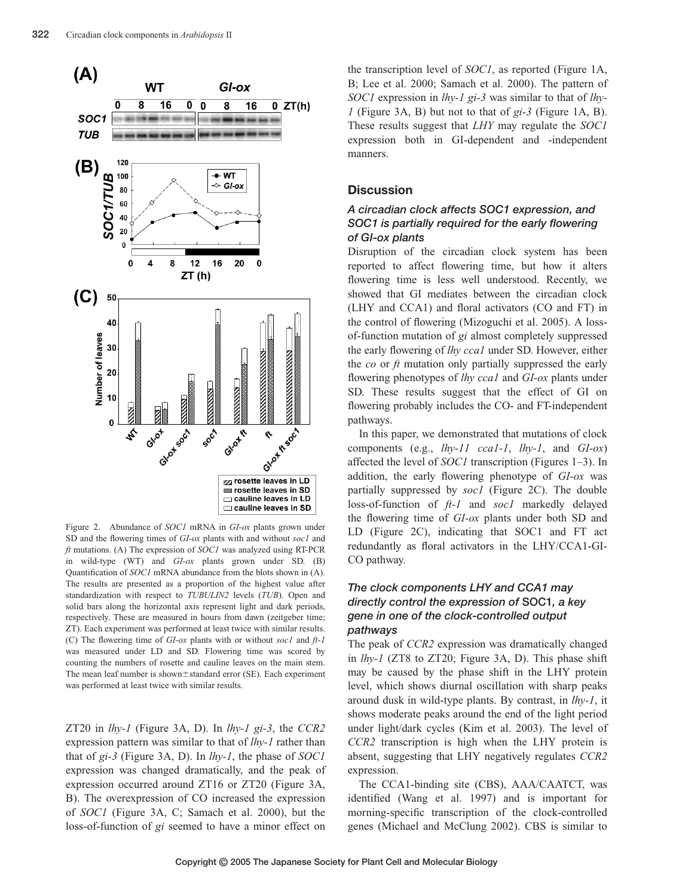Figure 2. Abundance of *SOC1* mRNA in *GI-ox* plants grown under SD and the flowering times of *GI-ox* plants with and without *soc1* and *ft* mutations. (A) The expression of *SOC1* was analyzed using RT-PCR in wild-type (WT) and *GI-ox* plants grown under SD. (B) Quantification of *SOC1* mRNA abundance from the blots shown in (A). The results are presented as a proportion of the highest value after standardization with respect to *TUBULIN2* levels (*TUB*). Open and solid bars along the horizontal axis represent light and dark periods, respectively. These are measured in hours from dawn (zeitgeber time; ZT). Each experiment was performed at least twice with similar results. (C) The flowering time of *GI-ox* plants with or without *soc1* and *ft-1* was measured under LD and SD. Flowering time was scored by counting the numbers of rosette and cauline leaves on the main stem. The mean leaf number is shown±standard error (SE). Each experiment was performed at least twice with similar results.

ZT20 in *lhy-1* (Figure 3A, D). In *lhy-1 gi-3*, the *CCR2* expression pattern was similar to that of *lhy-1* rather than that of *gi-3* (Figure 3A, D). In *lhy-1*, the phase of *SOC1* expression was changed dramatically, and the peak of expression occurred around ZT16 or ZT20 (Figure 3A, B). The overexpression of CO increased the expression of *SOC1* (Figure 3A, C; Samach et al. 2000), but the loss-of-function of *gi* seemed to have a minor effect on the transcription level of *SOC1*, as reported (Figure 1A, B; Lee et al. 2000; Samach et al. 2000). The pattern of *SOC1* expression in *lhy-1 gi-3* was similar to that of *lhy-1* (Figure 3A, B) but not to that of *gi-3* (Figure 1A, B). These results suggest that *LHY* may regulate the *SOC1* expression both in GI-dependent and -independent manners.

## Discussion

### *A circadian clock affects SOC1 expression, and SOC1 is partially required for the early flowering of GI-ox plants*

Disruption of the circadian clock system has been reported to affect flowering time, but how it alters flowering time is less well understood. Recently, we showed that GI mediates between the circadian clock (LHY and CCA1) and floral activators (CO and FT) in the control of flowering (Mizoguchi et al. 2005). A loss-of-function mutation of *gi* almost completely suppressed the early flowering of *lhy cca1* under SD. However, either the *co* or *ft* mutation only partially suppressed the early flowering phenotypes of *lhy cca1* and *GI-ox* plants under SD. These results suggest that the effect of GI on flowering probably includes the CO- and FT-independent pathways.

In this paper, we demonstrated that mutations of clock components (e.g., *lhy-11 cca1-1*, *lhy-1*, and *GI-ox*) affected the level of *SOC1* transcription (Figures 1–3). In addition, the early flowering phenotype of *GI-ox* was partially suppressed by *soc1* (Figure 2C). The double loss-of-function of *ft-1* and *soc1* markedly delayed the flowering time of *GI-ox* plants under both SD and LD (Figure 2C), indicating that SOC1 and FT act redundantly as floral activators in the LHY/CCA1-GI-CO pathway.

### *The clock components LHY and CCA1 may directly control the expression of* SOC1*, a key gene in one of the clock-controlled output pathways*

The peak of *CCR2* expression was dramatically changed in *lhy-1* (ZT8 to ZT20; Figure 3A, D). This phase shift may be caused by the phase shift in the LHY protein level, which shows diurnal oscillation with sharp peaks around dusk in wild-type plants. By contrast, in *lhy-1*, it shows moderate peaks around the end of the light period under light/dark cycles (Kim et al. 2003). The level of *CCR2* transcription is high when the LHY protein is absent, suggesting that LHY negatively regulates *CCR2* expression.

The CCA1-binding site (CBS), AAA/CAATCT, was identified (Wang et al. 1997) and is important for morning-specific transcription of the clock-controlled genes (Michael and McClung 2002). CBS is similar to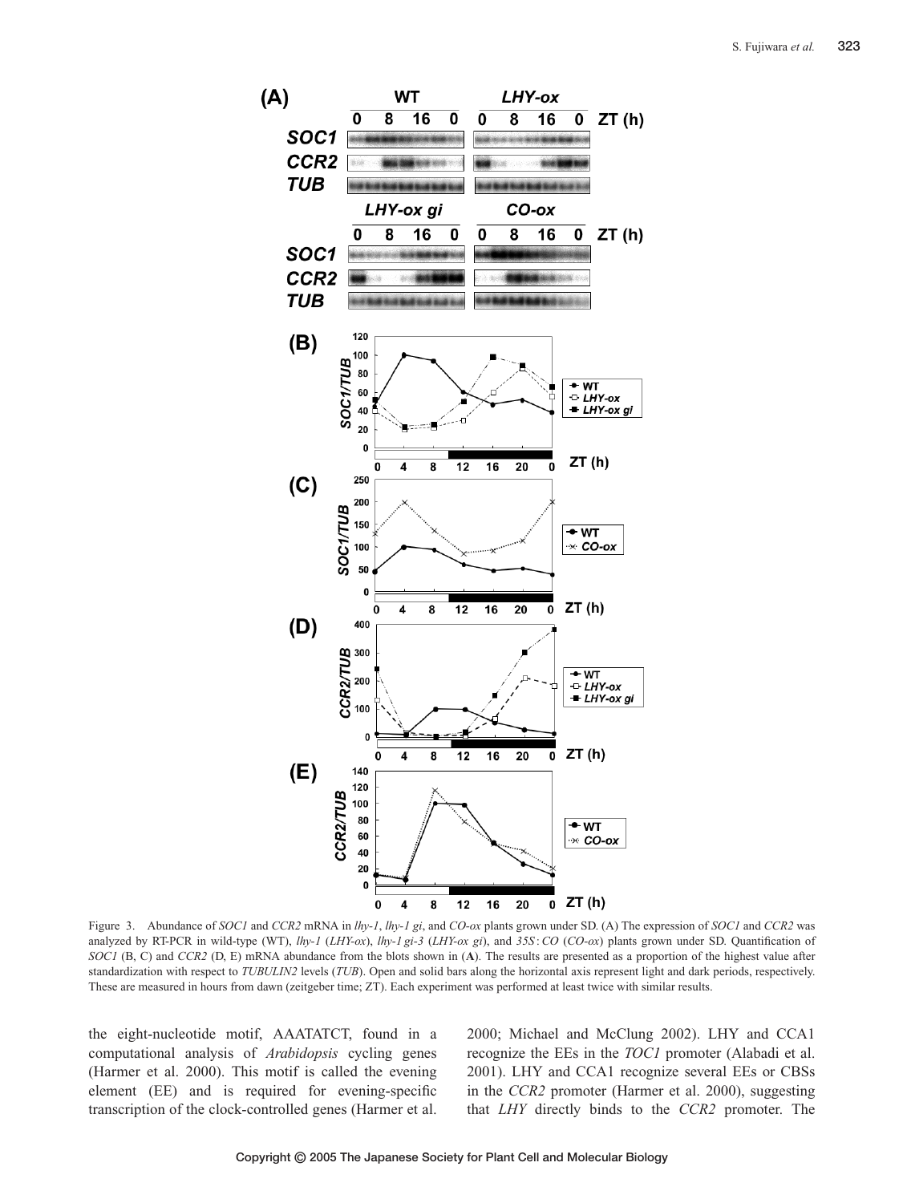Figure 3. Abundance of *SOC1* and *CCR2* mRNA in *lhy-1*, *lhy-1 gi*, and *CO-ox* plants grown under SD. (A) The expression of *SOC1* and *CCR2* was analyzed by RT-PCR in wild-type (WT), *lhy-1* (*LHY-ox*), *lhy-1 gi-3* (*LHY-ox gi*), and *35S*:*CO* (*CO-ox*) plants grown under SD. Quantification of *SOC1* (B, C) and *CCR2* (D, E) mRNA abundance from the blots shown in (**A**). The results are presented as a proportion of the highest value after standardization with respect to *TUBULIN2* levels (*TUB*). Open and solid bars along the horizontal axis represent light and dark periods, respectively. These are measured in hours from dawn (zeitgeber time; ZT). Each experiment was performed at least twice with similar results.

the eight-nucleotide motif, AAATATCT, found in a computational analysis of *Arabidopsis* cycling genes (Harmer et al. 2000). This motif is called the evening element (EE) and is required for evening-specific transcription of the clock-controlled genes (Harmer et al. 2000; Michael and McClung 2002). LHY and CCA1 recognize the EEs in the *TOC1* promoter (Alabadi et al. 2001). LHY and CCA1 recognize several EEs or CBSs in the *CCR2* promoter (Harmer et al. 2000), suggesting that *LHY* directly binds to the *CCR2* promoter. The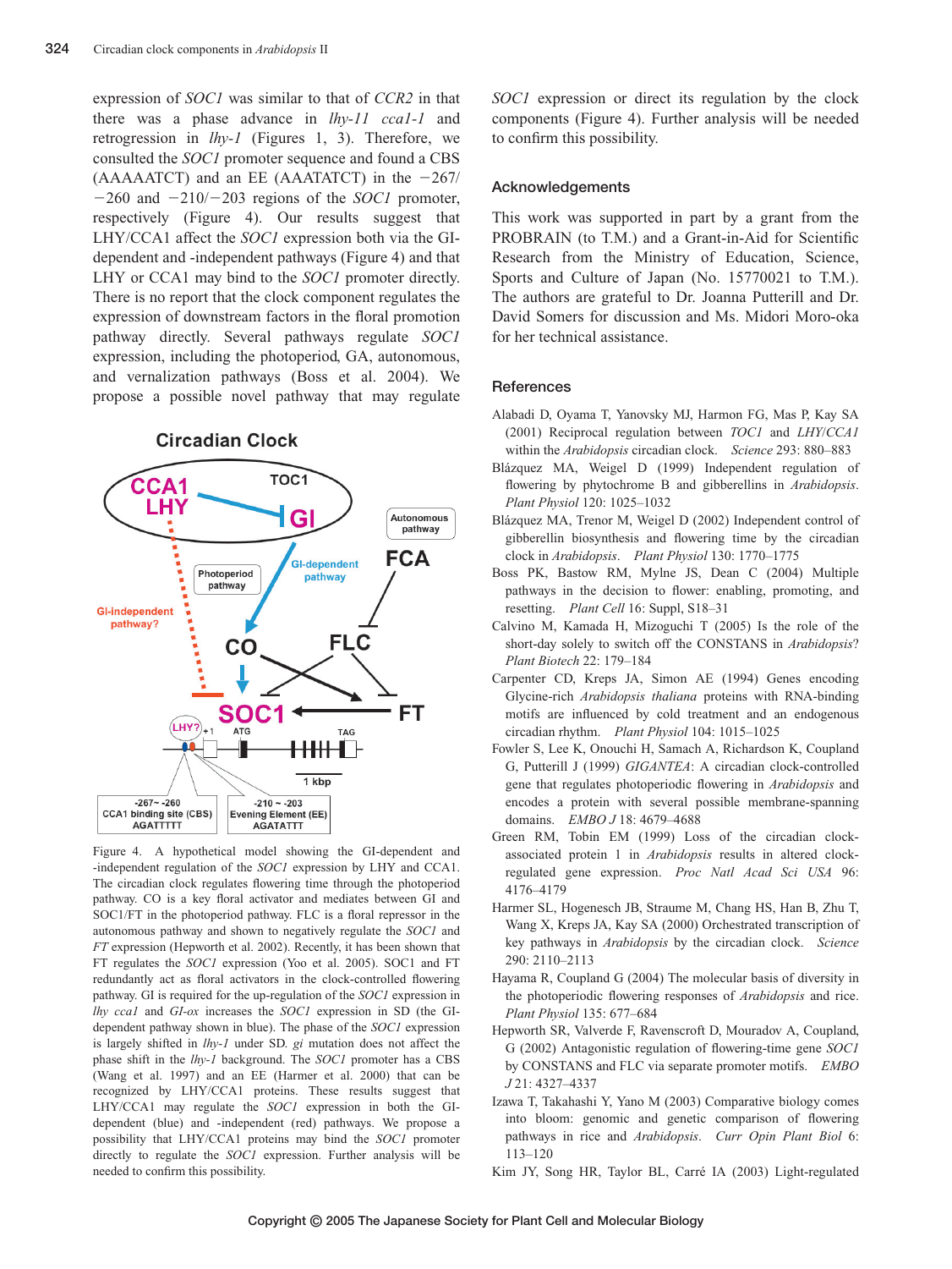expression of *SOC1* was similar to that of *CCR2* in that there was a phase advance in *lhy-11 cca1-1* and retrogression in *lhy-1* (Figures 1, 3). Therefore, we consulted the *SOC1* promoter sequence and found a CBS (AAAAATCT) and an EE (AAATATCT) in the −267/−260 and −210/−203 regions of the *SOC1* promoter, respectively (Figure 4). Our results suggest that LHY/CCA1 affect the *SOC1* expression both via the GI-dependent and -independent pathways (Figure 4) and that LHY or CCA1 may bind to the *SOC1* promoter directly. There is no report that the clock component regulates the expression of downstream factors in the floral promotion pathway directly. Several pathways regulate *SOC1* expression, including the photoperiod, GA, autonomous, and vernalization pathways (Boss et al. 2004). We propose a possible novel pathway that may regulate *SOC1* expression or direct its regulation by the clock components (Figure 4). Further analysis will be needed to confirm this possibility.

Figure 4. A hypothetical model showing the GI-dependent and -independent regulation of the *SOC1* expression by LHY and CCA1. The circadian clock regulates flowering time through the photoperiod pathway. CO is a key floral activator and mediates between GI and SOC1/FT in the photoperiod pathway. FLC is a floral repressor in the autonomous pathway and shown to negatively regulate the *SOC1* and *FT* expression (Hepworth et al. 2002). Recently, it has been shown that FT regulates the *SOC1* expression (Yoo et al. 2005). SOC1 and FT redundantly act as floral activators in the clock-controlled flowering pathway. GI is required for the up-regulation of the *SOC1* expression in *lhy cca1* and *GI-ox* increases the *SOC1* expression in SD (the GI-dependent pathway shown in blue). The phase of the *SOC1* expression is largely shifted in *lhy-1* under SD. *gi* mutation does not affect the phase shift in the *lhy-1* background. The *SOC1* promoter has a CBS (Wang et al. 1997) and an EE (Harmer et al. 2000) that can be recognized by LHY/CCA1 proteins. These results suggest that LHY/CCA1 may regulate the *SOC1* expression in both the GI-dependent (blue) and -independent (red) pathways. We propose a possibility that LHY/CCA1 proteins may bind the *SOC1* promoter directly to regulate the *SOC1* expression. Further analysis will be needed to confirm this possibility.

## Acknowledgements

This work was supported in part by a grant from the PROBRAIN (to T.M.) and a Grant-in-Aid for Scientific Research from the Ministry of Education, Science, Sports and Culture of Japan (No. 15770021 to T.M.). The authors are grateful to Dr. Joanna Putterill and Dr. David Somers for discussion and Ms. Midori Moro-oka for her technical assistance.

## References

Alabadi D, Oyama T, Yanovsky MJ, Harmon FG, Mas P, Kay SA (2001) Reciprocal regulation between *TOC1* and *LHY*/*CCA1* within the *Arabidopsis* circadian clock. *Science* 293: 880–883

Blázquez MA, Weigel D (1999) Independent regulation of flowering by phytochrome B and gibberellins in *Arabidopsis*. *Plant Physiol* 120: 1025–1032

Blázquez MA, Trenor M, Weigel D (2002) Independent control of gibberellin biosynthesis and flowering time by the circadian clock in *Arabidopsis*. *Plant Physiol* 130: 1770–1775

Boss PK, Bastow RM, Mylne JS, Dean C (2004) Multiple pathways in the decision to flower: enabling, promoting, and resetting. *Plant Cell* 16: Suppl, S18–31

Calvino M, Kamada H, Mizoguchi T (2005) Is the role of the short-day solely to switch off the CONSTANS in *Arabidopsis*? *Plant Biotech* 22: 179–184

Carpenter CD, Kreps JA, Simon AE (1994) Genes encoding Glycine-rich *Arabidopsis thaliana* proteins with RNA-binding motifs are influenced by cold treatment and an endogenous circadian rhythm. *Plant Physiol* 104: 1015–1025

Fowler S, Lee K, Onouchi H, Samach A, Richardson K, Coupland G, Putterill J (1999) *GIGANTEA*: A circadian clock-controlled gene that regulates photoperiodic flowering in *Arabidopsis* and encodes a protein with several possible membrane-spanning domains. *EMBO J* 18: 4679–4688

Green RM, Tobin EM (1999) Loss of the circadian clock-associated protein 1 in *Arabidopsis* results in altered clock-regulated gene expression. *Proc Natl Acad Sci USA* 96: 4176–4179

Harmer SL, Hogenesch JB, Straume M, Chang HS, Han B, Zhu T, Wang X, Kreps JA, Kay SA (2000) Orchestrated transcription of key pathways in *Arabidopsis* by the circadian clock. *Science* 290: 2110–2113

Hayama R, Coupland G (2004) The molecular basis of diversity in the photoperiodic flowering responses of *Arabidopsis* and rice. *Plant Physiol* 135: 677–684

Hepworth SR, Valverde F, Ravenscroft D, Mouradov A, Coupland, G (2002) Antagonistic regulation of flowering-time gene *SOC1* by CONSTANS and FLC via separate promoter motifs. *EMBO J* 21: 4327–4337

Izawa T, Takahashi Y, Yano M (2003) Comparative biology comes into bloom: genomic and genetic comparison of flowering pathways in rice and *Arabidopsis*. *Curr Opin Plant Biol* 6: 113–120

Kim JY, Song HR, Taylor BL, Carré IA (2003) Light-regulated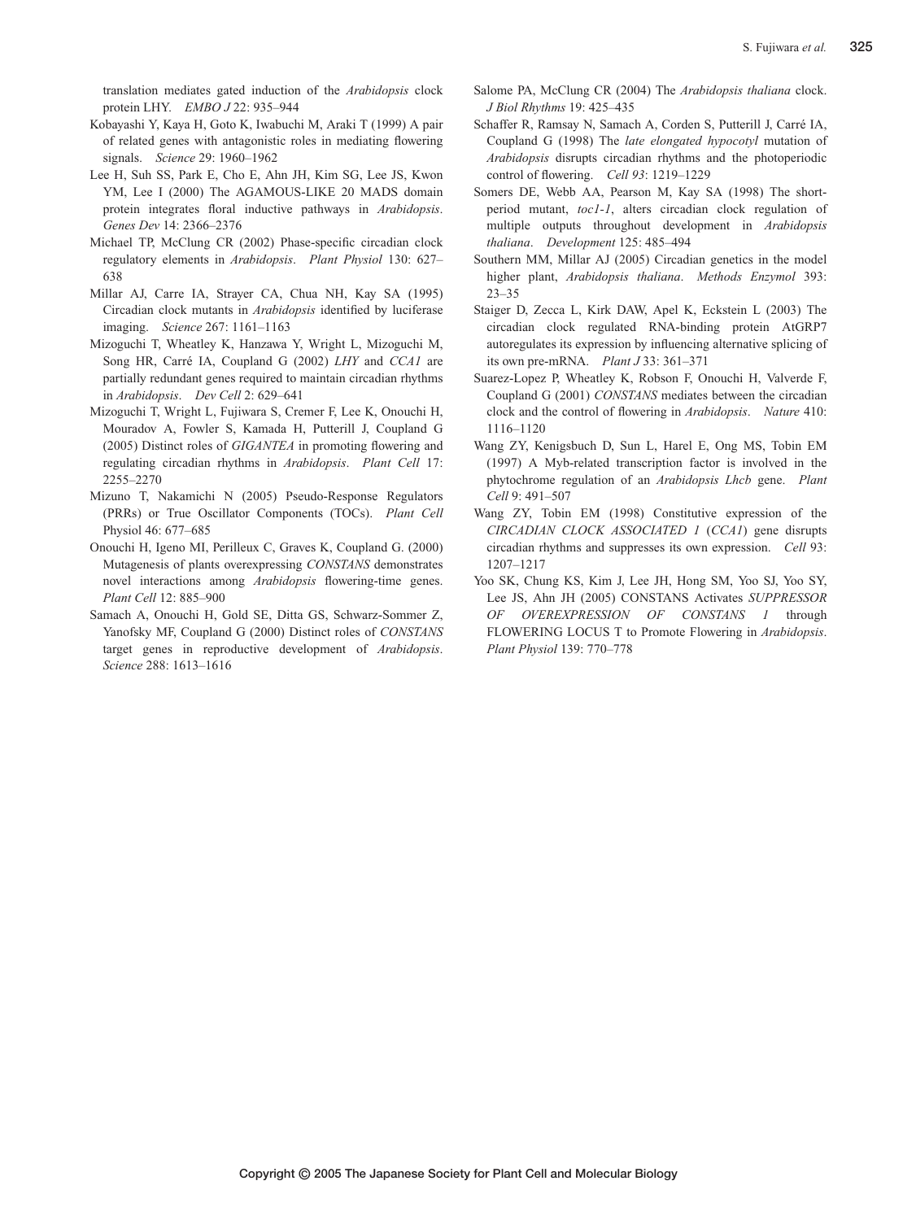translation mediates gated induction of the *Arabidopsis* clock protein LHY. *EMBO J* 22: 935–944

Kobayashi Y, Kaya H, Goto K, Iwabuchi M, Araki T (1999) A pair of related genes with antagonistic roles in mediating flowering signals. *Science* 29: 1960–1962

Lee H, Suh SS, Park E, Cho E, Ahn JH, Kim SG, Lee JS, Kwon YM, Lee I (2000) The AGAMOUS-LIKE 20 MADS domain protein integrates floral inductive pathways in *Arabidopsis*. *Genes Dev* 14: 2366–2376

Michael TP, McClung CR (2002) Phase-specific circadian clock regulatory elements in *Arabidopsis*. *Plant Physiol* 130: 627–638

Millar AJ, Carre IA, Strayer CA, Chua NH, Kay SA (1995) Circadian clock mutants in *Arabidopsis* identified by luciferase imaging. *Science* 267: 1161–1163

Mizoguchi T, Wheatley K, Hanzawa Y, Wright L, Mizoguchi M, Song HR, Carré IA, Coupland G (2002) *LHY* and *CCA1* are partially redundant genes required to maintain circadian rhythms in *Arabidopsis*. *Dev Cell* 2: 629–641

Mizoguchi T, Wright L, Fujiwara S, Cremer F, Lee K, Onouchi H, Mouradov A, Fowler S, Kamada H, Putterill J, Coupland G (2005) Distinct roles of *GIGANTEA* in promoting flowering and regulating circadian rhythms in *Arabidopsis*. *Plant Cell* 17: 2255–2270

Mizuno T, Nakamichi N (2005) Pseudo-Response Regulators (PRRs) or True Oscillator Components (TOCs). *Plant Cell* Physiol 46: 677–685

Onouchi H, Igeno MI, Perilleux C, Graves K, Coupland G. (2000) Mutagenesis of plants overexpressing *CONSTANS* demonstrates novel interactions among *Arabidopsis* flowering-time genes. *Plant Cell* 12: 885–900

Samach A, Onouchi H, Gold SE, Ditta GS, Schwarz-Sommer Z, Yanofsky MF, Coupland G (2000) Distinct roles of *CONSTANS* target genes in reproductive development of *Arabidopsis*. *Science* 288: 1613–1616

Salome PA, McClung CR (2004) The *Arabidopsis thaliana* clock. *J Biol Rhythms* 19: 425–435

Schaffer R, Ramsay N, Samach A, Corden S, Putterill J, Carré IA, Coupland G (1998) The *late elongated hypocotyl* mutation of *Arabidopsis* disrupts circadian rhythms and the photoperiodic control of flowering. *Cell 93*: 1219–1229

Somers DE, Webb AA, Pearson M, Kay SA (1998) The short-period mutant, *toc1-1*, alters circadian clock regulation of multiple outputs throughout development in *Arabidopsis thaliana*. *Development* 125: 485–494

Southern MM, Millar AJ (2005) Circadian genetics in the model higher plant, *Arabidopsis thaliana*. *Methods Enzymol* 393: 23–35

Staiger D, Zecca L, Kirk DAW, Apel K, Eckstein L (2003) The circadian clock regulated RNA-binding protein AtGRP7 autoregulates its expression by influencing alternative splicing of its own pre-mRNA. *Plant J* 33: 361–371

Suarez-Lopez P, Wheatley K, Robson F, Onouchi H, Valverde F, Coupland G (2001) *CONSTANS* mediates between the circadian clock and the control of flowering in *Arabidopsis*. *Nature* 410: 1116–1120

Wang ZY, Kenigsbuch D, Sun L, Harel E, Ong MS, Tobin EM (1997) A Myb-related transcription factor is involved in the phytochrome regulation of an *Arabidopsis Lhcb* gene. *Plant Cell* 9: 491–507

Wang ZY, Tobin EM (1998) Constitutive expression of the *CIRCADIAN CLOCK ASSOCIATED 1* (*CCA1*) gene disrupts circadian rhythms and suppresses its own expression. *Cell* 93: 1207–1217

Yoo SK, Chung KS, Kim J, Lee JH, Hong SM, Yoo SJ, Yoo SY, Lee JS, Ahn JH (2005) CONSTANS Activates *SUPPRESSOR OF OVEREXPRESSION OF CONSTANS 1* through FLOWERING LOCUS T to Promote Flowering in *Arabidopsis*. *Plant Physiol* 139: 770–778